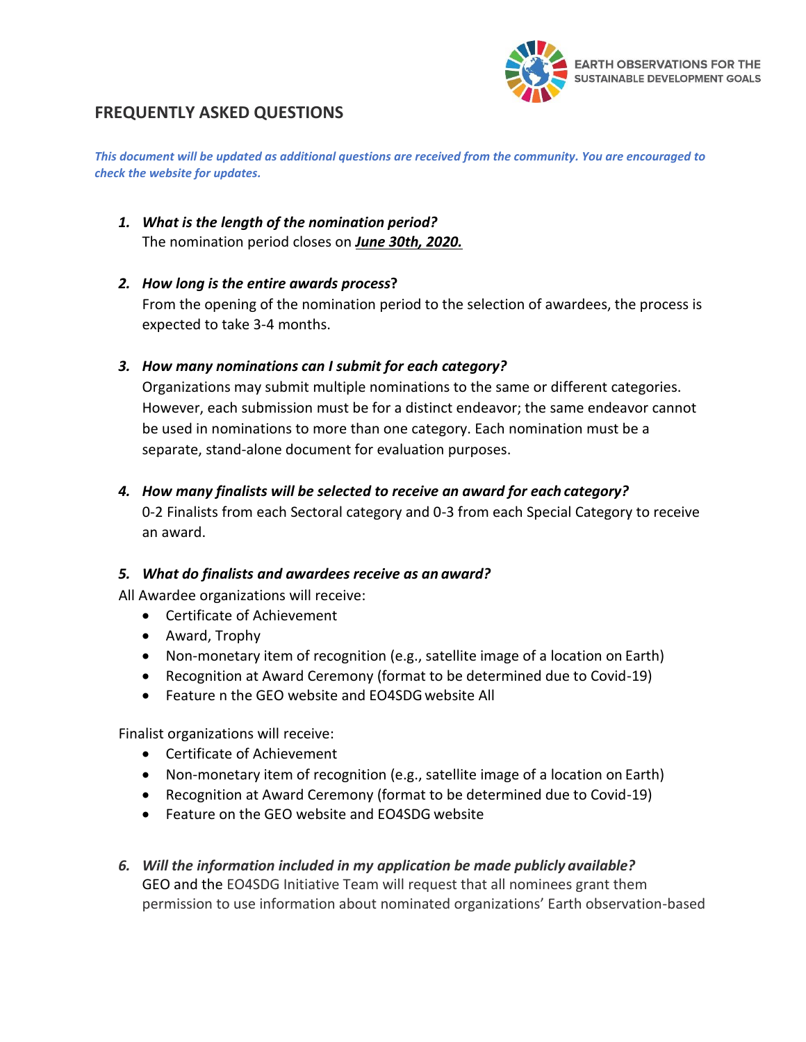EARTH OBSERVATIONS FOR THE SUSTAINABLE DEVELOPMENT GOALS

## FREQUENTLY ASKED QUESTIONS

***This document will be updated as additional questions are received from the community. You are encouraged to check the website for updates.***

1. ***What is the length of the nomination period?***
   The nomination period closes on ***June 30th, 2020.***

2. ***How long is the entire awards process*?**
   From the opening of the nomination period to the selection of awardees, the process is expected to take 3-4 months.

3. ***How many nominations can I submit for each category?***
   Organizations may submit multiple nominations to the same or different categories. However, each submission must be for a distinct endeavor; the same endeavor cannot be used in nominations to more than one category. Each nomination must be a separate, stand-alone document for evaluation purposes.

4. ***How many finalists will be selected to receive an award for each category?***
   0-2 Finalists from each Sectoral category and 0-3 from each Special Category to receive an award.

5. ***What do finalists and awardees receive as an award?***

All Awardee organizations will receive:

- Certificate of Achievement
- Award, Trophy
- Non-monetary item of recognition (e.g., satellite image of a location on Earth)
- Recognition at Award Ceremony (format to be determined due to Covid-19)
- Feature n the GEO website and EO4SDG website All

Finalist organizations will receive:

- Certificate of Achievement
- Non-monetary item of recognition (e.g., satellite image of a location on Earth)
- Recognition at Award Ceremony (format to be determined due to Covid-19)
- Feature on the GEO website and EO4SDG website

6. ***Will the information included in my application be made publicly available?***
   GEO and the EO4SDG Initiative Team will request that all nominees grant them permission to use information about nominated organizations' Earth observation-based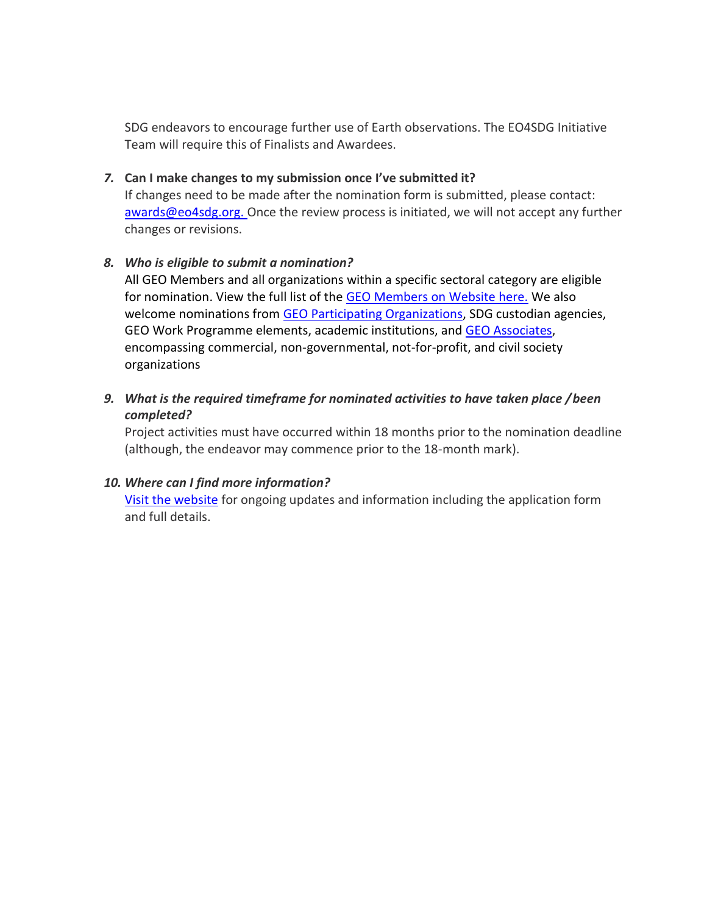SDG endeavors to encourage further use of Earth observations. The EO4SDG Initiative Team will require this of Finalists and Awardees.

7. ***Can I make changes to my submission once I've submitted it?***
   If changes need to be made after the nomination form is submitted, please contact: awards@eo4sdg.org. Once the review process is initiated, we will not accept any further changes or revisions.

8. ***Who is eligible to submit a nomination?***
   All GEO Members and all organizations within a specific sectoral category are eligible for nomination. View the full list of the GEO Members on Website here. We also welcome nominations from GEO Participating Organizations, SDG custodian agencies, GEO Work Programme elements, academic institutions, and GEO Associates, encompassing commercial, non-governmental, not-for-profit, and civil society organizations

9. ***What is the required timeframe for nominated activities to have taken place / been completed?***
   Project activities must have occurred within 18 months prior to the nomination deadline (although, the endeavor may commence prior to the 18-month mark).

10. ***Where can I find more information?***
    Visit the website for ongoing updates and information including the application form and full details.